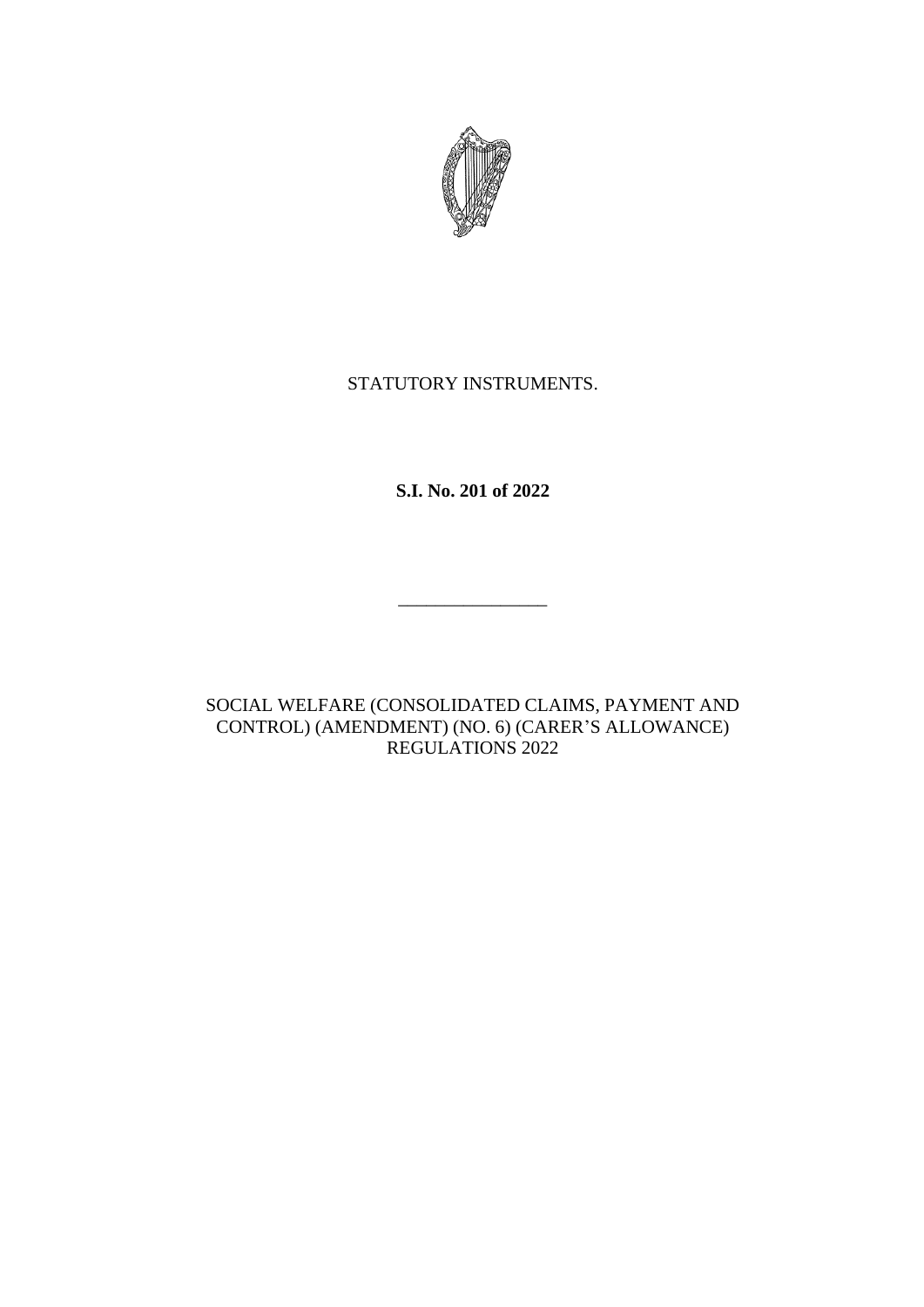STATUTORY INSTRUMENTS.

**S.I. No. 201 of 2022**

\_\_\_\_\_\_\_\_\_\_\_\_\_\_\_\_

SOCIAL WELFARE (CONSOLIDATED CLAIMS, PAYMENT AND CONTROL) (AMENDMENT) (NO. 6) (CARER'S ALLOWANCE) REGULATIONS 2022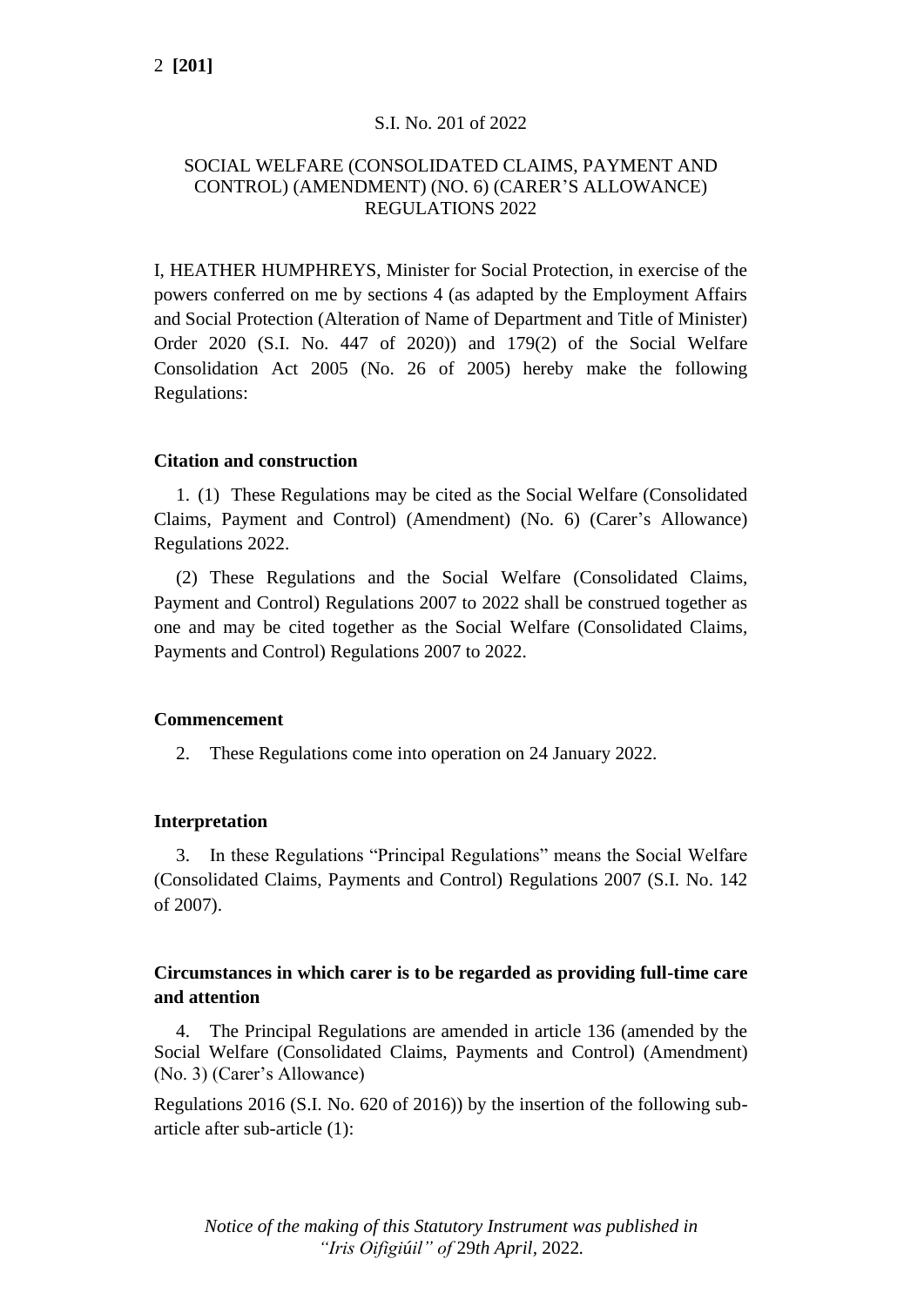S.I. No. 201 of 2022

SOCIAL WELFARE (CONSOLIDATED CLAIMS, PAYMENT AND CONTROL) (AMENDMENT) (NO. 6) (CARER'S ALLOWANCE) REGULATIONS 2022

I, HEATHER HUMPHREYS, Minister for Social Protection, in exercise of the powers conferred on me by sections 4 (as adapted by the Employment Affairs and Social Protection (Alteration of Name of Department and Title of Minister) Order 2020 (S.I. No. 447 of 2020)) and 179(2) of the Social Welfare Consolidation Act 2005 (No. 26 of 2005) hereby make the following Regulations:

**Citation and construction**

1. (1) These Regulations may be cited as the Social Welfare (Consolidated Claims, Payment and Control) (Amendment) (No. 6) (Carer's Allowance) Regulations 2022.

(2) These Regulations and the Social Welfare (Consolidated Claims, Payment and Control) Regulations 2007 to 2022 shall be construed together as one and may be cited together as the Social Welfare (Consolidated Claims, Payments and Control) Regulations 2007 to 2022.

**Commencement**

2. These Regulations come into operation on 24 January 2022.

**Interpretation**

3. In these Regulations "Principal Regulations" means the Social Welfare (Consolidated Claims, Payments and Control) Regulations 2007 (S.I. No. 142 of 2007).

**Circumstances in which carer is to be regarded as providing full-time care and attention**

4. The Principal Regulations are amended in article 136 (amended by the Social Welfare (Consolidated Claims, Payments and Control) (Amendment) (No. 3) (Carer's Allowance)

Regulations 2016 (S.I. No. 620 of 2016)) by the insertion of the following sub-article after sub-article (1):

*Notice of the making of this Statutory Instrument was published in "Iris Oifigiúil" of 29th April, 2022.*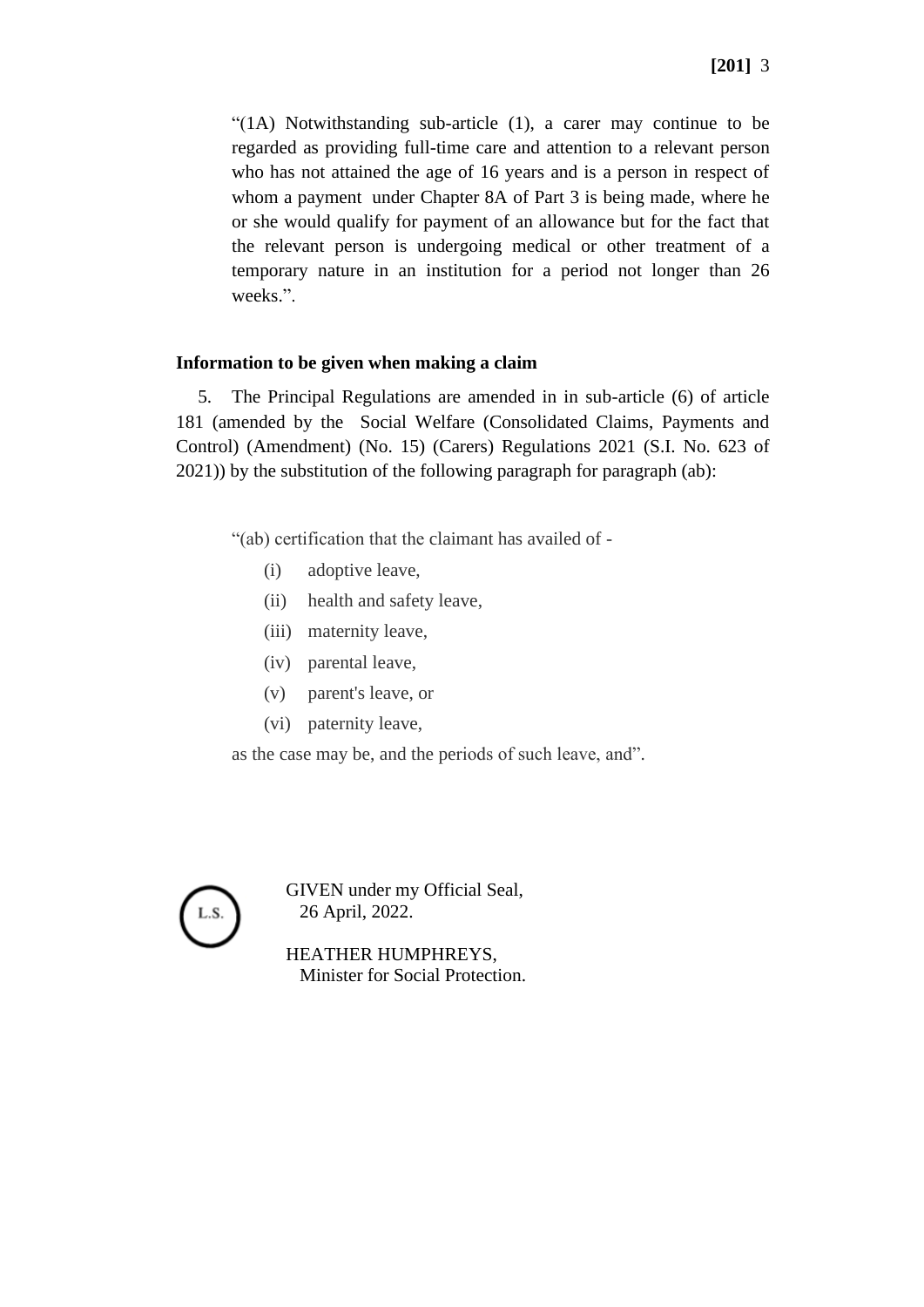"(1A) Notwithstanding sub-article (1), a carer may continue to be regarded as providing full-time care and attention to a relevant person who has not attained the age of 16 years and is a person in respect of whom a payment under Chapter 8A of Part 3 is being made, where he or she would qualify for payment of an allowance but for the fact that the relevant person is undergoing medical or other treatment of a temporary nature in an institution for a period not longer than 26 weeks.".

**Information to be given when making a claim**

5. The Principal Regulations are amended in in sub-article (6) of article 181 (amended by the Social Welfare (Consolidated Claims, Payments and Control) (Amendment) (No. 15) (Carers) Regulations 2021 (S.I. No. 623 of 2021)) by the substitution of the following paragraph for paragraph (ab):

"(ab) certification that the claimant has availed of -

(i) adoptive leave,

(ii) health and safety leave,

(iii) maternity leave,

(iv) parental leave,

(v) parent's leave, or

(vi) paternity leave,

as the case may be, and the periods of such leave, and".

L.S.

GIVEN under my Official Seal,
26 April, 2022.

HEATHER HUMPHREYS,
Minister for Social Protection.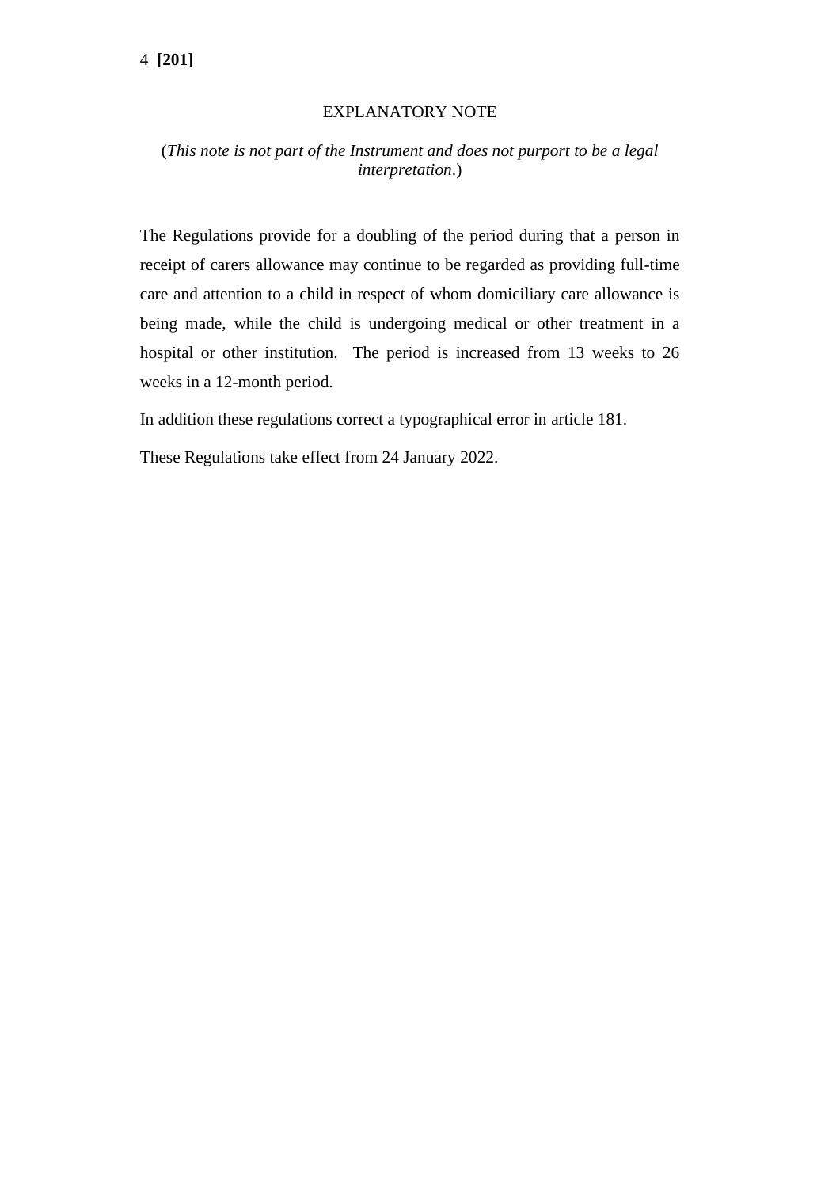## EXPLANATORY NOTE

(*This note is not part of the Instrument and does not purport to be a legal interpretation*.)

The Regulations provide for a doubling of the period during that a person in receipt of carers allowance may continue to be regarded as providing full-time care and attention to a child in respect of whom domiciliary care allowance is being made, while the child is undergoing medical or other treatment in a hospital or other institution. The period is increased from 13 weeks to 26 weeks in a 12-month period.

In addition these regulations correct a typographical error in article 181.

These Regulations take effect from 24 January 2022.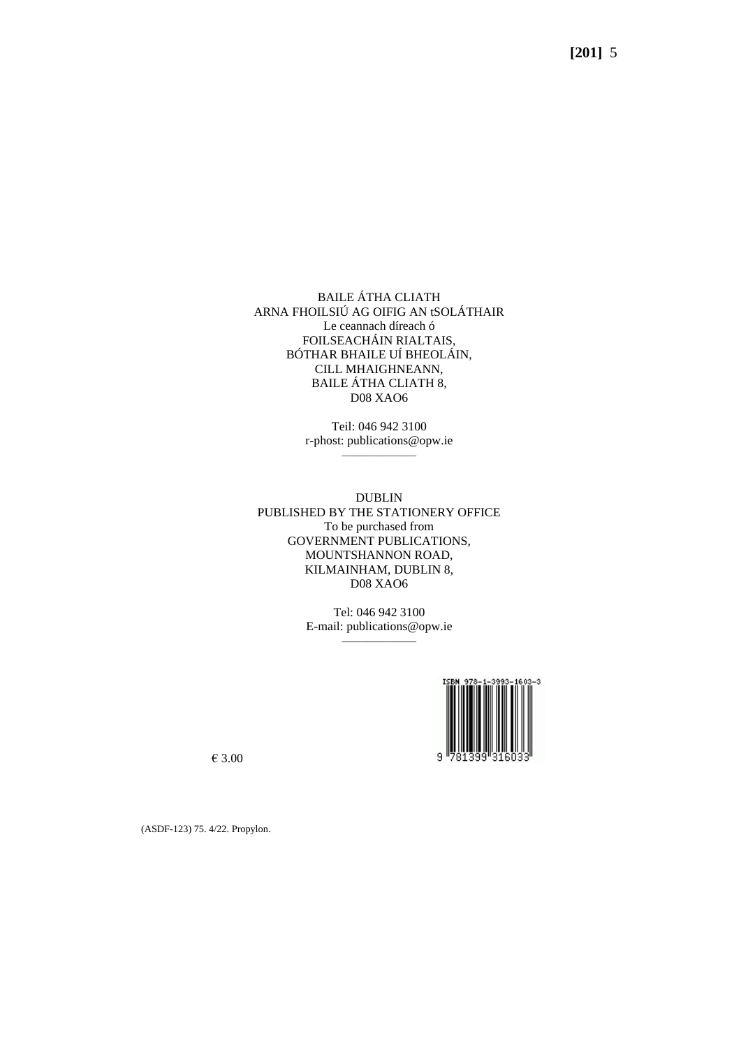BAILE ÁTHA CLIATH
ARNA FHOILSIÚ AG OIFIG AN tSOLÁTHAIR
Le ceannach díreach ó
FOILSEACHÁIN RIALTAIS,
BÓTHAR BHAILE UÍ BHEOLÁIN,
CILL MHAIGHNEANN,
BAILE ÁTHA CLIATH 8,
D08 XAO6

Teil: 046 942 3100
r-phost: publications@opw.ie

---

DUBLIN
PUBLISHED BY THE STATIONERY OFFICE
To be purchased from
GOVERNMENT PUBLICATIONS,
MOUNTSHANNON ROAD,
KILMAINHAM, DUBLIN 8,
D08 XAO6

Tel: 046 942 3100
E-mail: publications@opw.ie

---

ISBN 978-1-3993-1603-3

9 781399 316033

€ 3.00

(ASDF-123) 75. 4/22. Propylon.